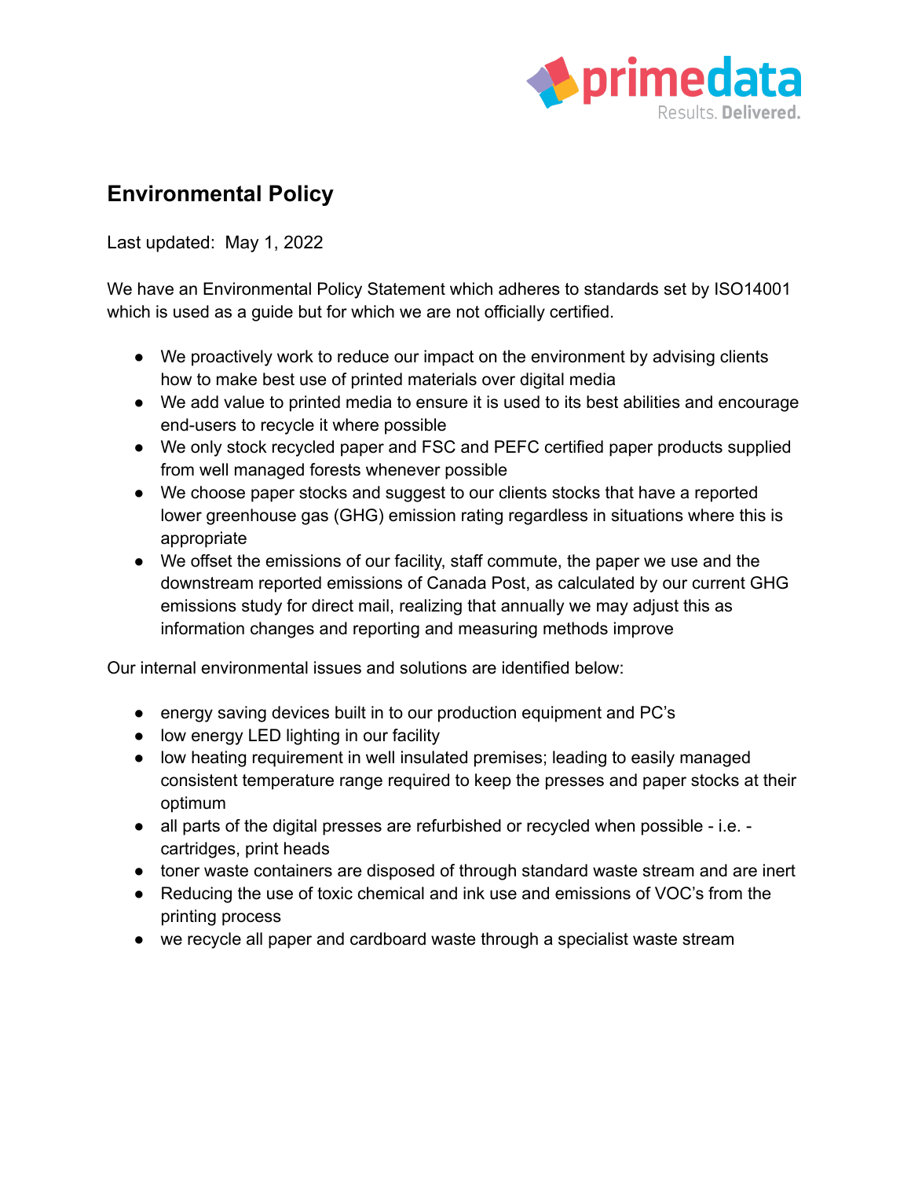## Environmental Policy

Last updated: May 1, 2022

We have an Environmental Policy Statement which adheres to standards set by ISO14001 which is used as a guide but for which we are not officially certified.

- We proactively work to reduce our impact on the environment by advising clients how to make best use of printed materials over digital media
- We add value to printed media to ensure it is used to its best abilities and encourage end-users to recycle it where possible
- We only stock recycled paper and FSC and PEFC certified paper products supplied from well managed forests whenever possible
- We choose paper stocks and suggest to our clients stocks that have a reported lower greenhouse gas (GHG) emission rating regardless in situations where this is appropriate
- We offset the emissions of our facility, staff commute, the paper we use and the downstream reported emissions of Canada Post, as calculated by our current GHG emissions study for direct mail, realizing that annually we may adjust this as information changes and reporting and measuring methods improve

Our internal environmental issues and solutions are identified below:

- energy saving devices built in to our production equipment and PC's
- low energy LED lighting in our facility
- low heating requirement in well insulated premises; leading to easily managed consistent temperature range required to keep the presses and paper stocks at their optimum
- all parts of the digital presses are refurbished or recycled when possible - i.e. - cartridges, print heads
- toner waste containers are disposed of through standard waste stream and are inert
- Reducing the use of toxic chemical and ink use and emissions of VOC's from the printing process
- we recycle all paper and cardboard waste through a specialist waste stream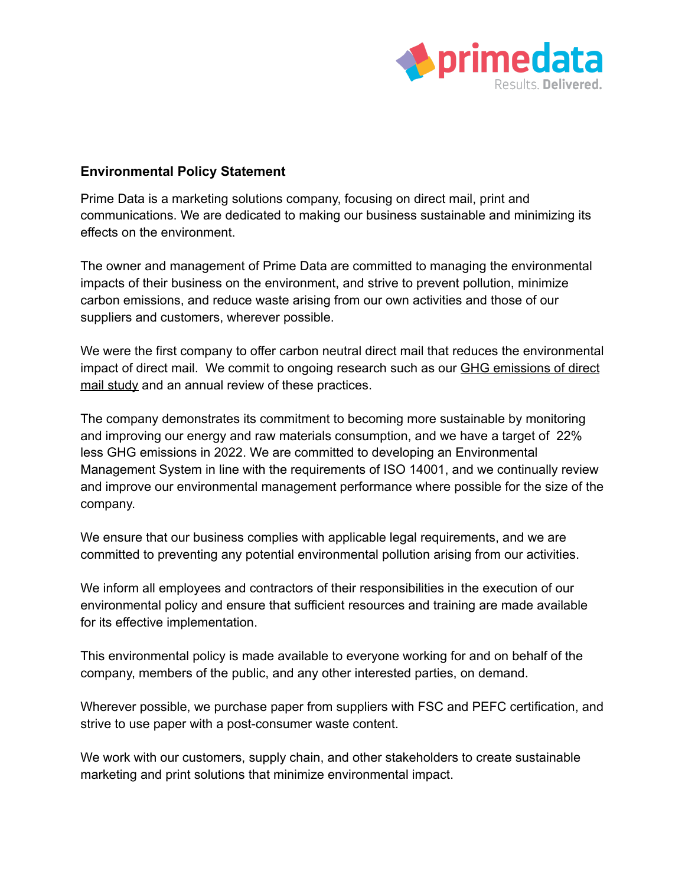## Environmental Policy Statement

Prime Data is a marketing solutions company, focusing on direct mail, print and communications. We are dedicated to making our business sustainable and minimizing its effects on the environment.

The owner and management of Prime Data are committed to managing the environmental impacts of their business on the environment, and strive to prevent pollution, minimize carbon emissions, and reduce waste arising from our own activities and those of our suppliers and customers, wherever possible.

We were the first company to offer carbon neutral direct mail that reduces the environmental impact of direct mail. We commit to ongoing research such as our GHG emissions of direct mail study and an annual review of these practices.

The company demonstrates its commitment to becoming more sustainable by monitoring and improving our energy and raw materials consumption, and we have a target of 22% less GHG emissions in 2022. We are committed to developing an Environmental Management System in line with the requirements of ISO 14001, and we continually review and improve our environmental management performance where possible for the size of the company.

We ensure that our business complies with applicable legal requirements, and we are committed to preventing any potential environmental pollution arising from our activities.

We inform all employees and contractors of their responsibilities in the execution of our environmental policy and ensure that sufficient resources and training are made available for its effective implementation.

This environmental policy is made available to everyone working for and on behalf of the company, members of the public, and any other interested parties, on demand.

Wherever possible, we purchase paper from suppliers with FSC and PEFC certification, and strive to use paper with a post-consumer waste content.

We work with our customers, supply chain, and other stakeholders to create sustainable marketing and print solutions that minimize environmental impact.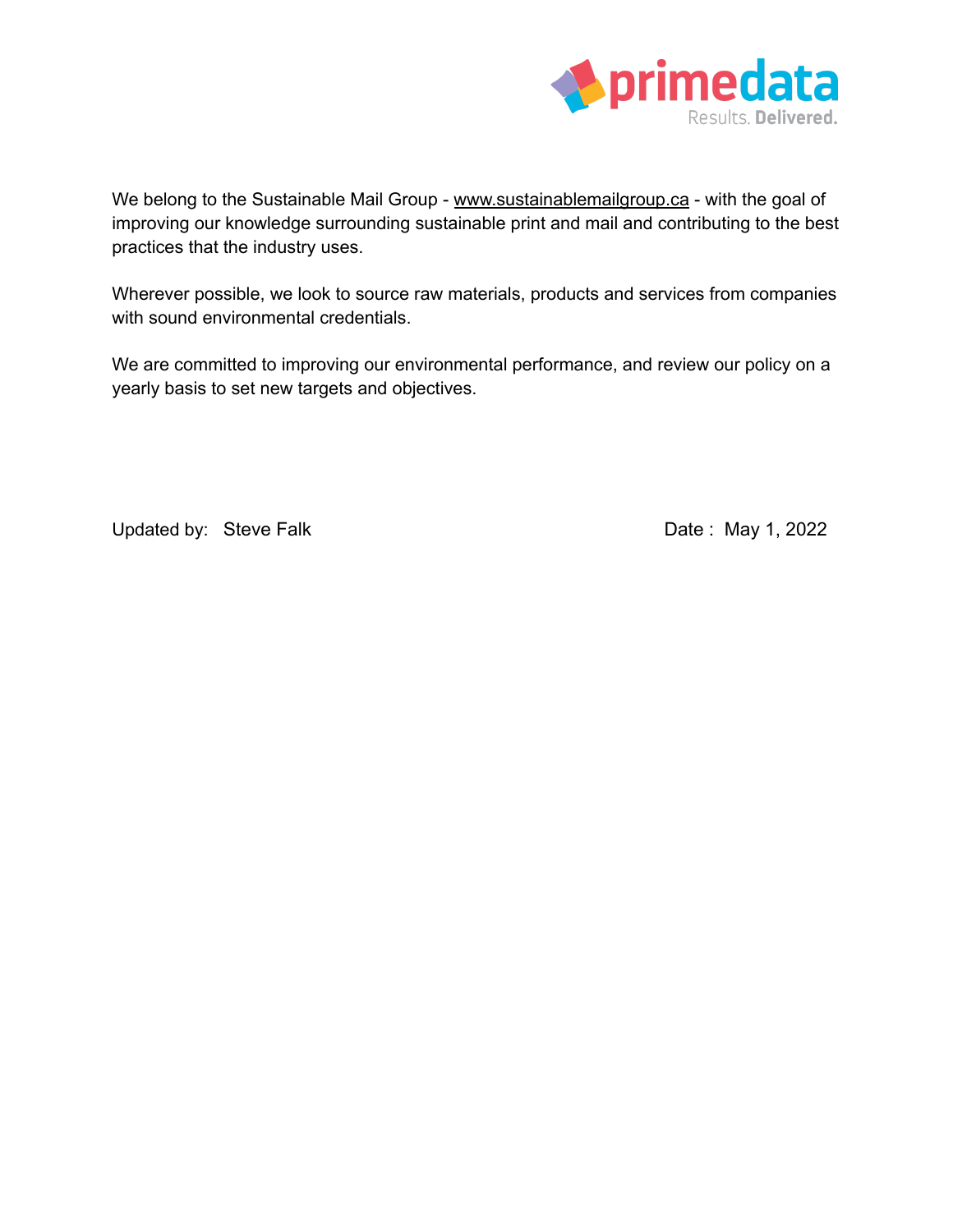We belong to the Sustainable Mail Group - www.sustainablemailgroup.ca - with the goal of improving our knowledge surrounding sustainable print and mail and contributing to the best practices that the industry uses.

Wherever possible, we look to source raw materials, products and services from companies with sound environmental credentials.

We are committed to improving our environmental performance, and review our policy on a yearly basis to set new targets and objectives.

Updated by: Steve Falk

Date : May 1, 2022